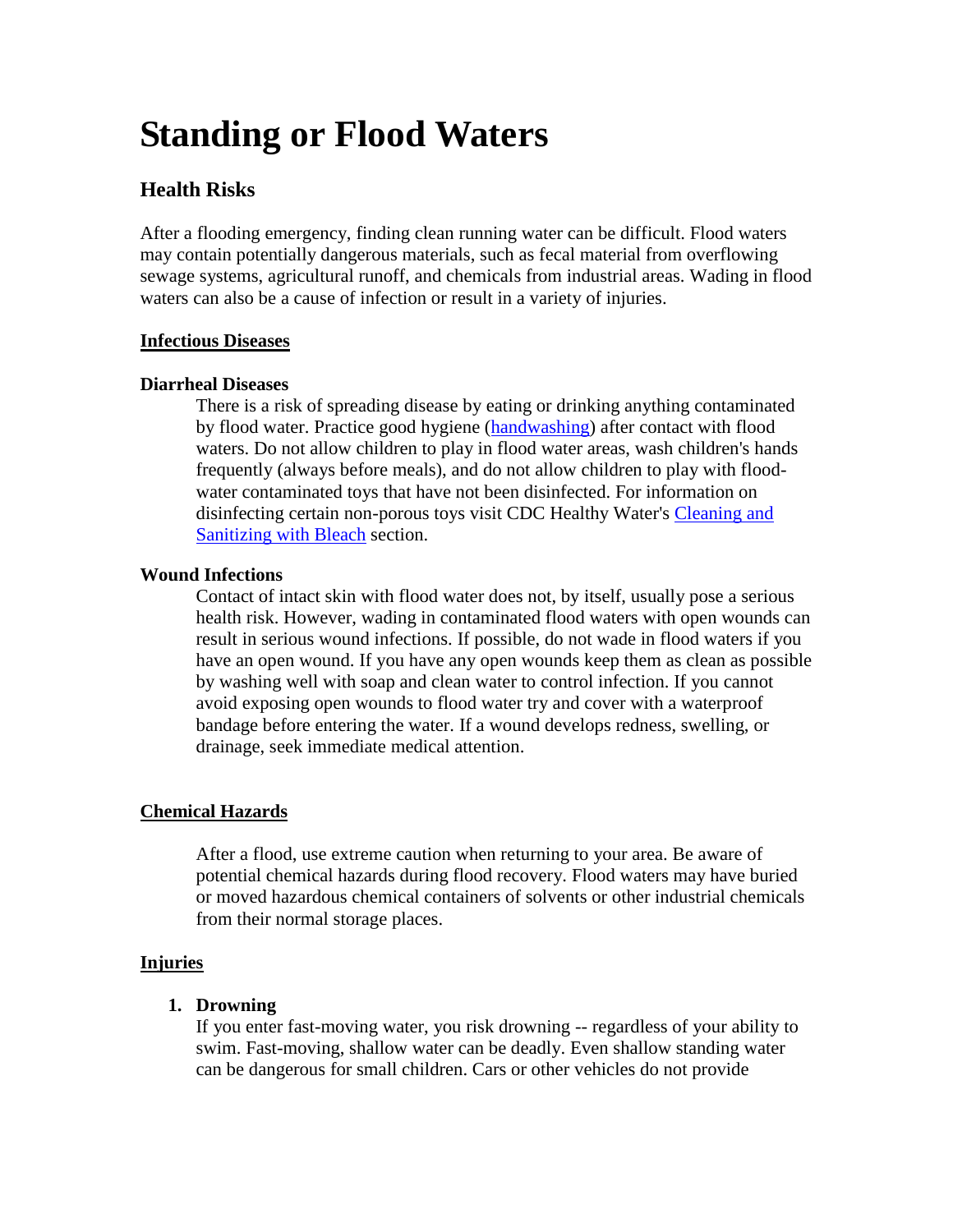# Standing or Flood Waters

## Health Risks

After a flooding emergency, finding clean running water can be difficult. Flood waters may contain potentially dangerous materials, such as fecal material from overflowing sewage systems, agricultural runoff, and chemicals from industrial areas. Wading in flood waters can also be a cause of infection or result in a variety of injuries.

**Infectious Diseases**

**Diarrheal Diseases**

There is a risk of spreading disease by eating or drinking anything contaminated by flood water. Practice good hygiene (handwashing) after contact with flood waters. Do not allow children to play in flood water areas, wash children's hands frequently (always before meals), and do not allow children to play with flood-water contaminated toys that have not been disinfected. For information on disinfecting certain non-porous toys visit CDC Healthy Water's Cleaning and Sanitizing with Bleach section.

**Wound Infections**

Contact of intact skin with flood water does not, by itself, usually pose a serious health risk. However, wading in contaminated flood waters with open wounds can result in serious wound infections. If possible, do not wade in flood waters if you have an open wound. If you have any open wounds keep them as clean as possible by washing well with soap and clean water to control infection. If you cannot avoid exposing open wounds to flood water try and cover with a waterproof bandage before entering the water. If a wound develops redness, swelling, or drainage, seek immediate medical attention.

**Chemical Hazards**

After a flood, use extreme caution when returning to your area. Be aware of potential chemical hazards during flood recovery. Flood waters may have buried or moved hazardous chemical containers of solvents or other industrial chemicals from their normal storage places.

**Injuries**

1. **Drowning**
   If you enter fast-moving water, you risk drowning -- regardless of your ability to swim. Fast-moving, shallow water can be deadly. Even shallow standing water can be dangerous for small children. Cars or other vehicles do not provide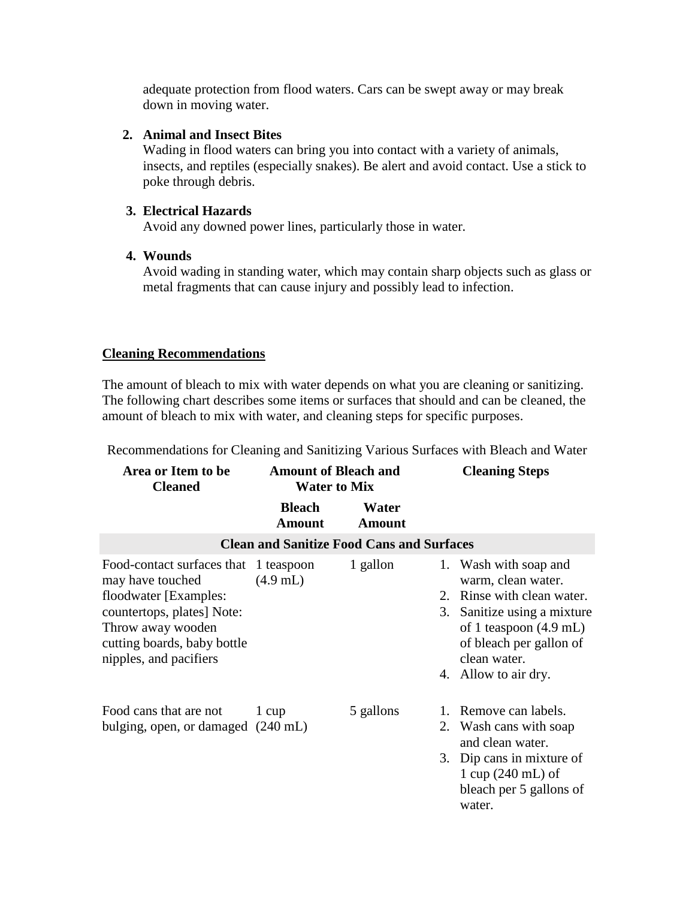adequate protection from flood waters. Cars can be swept away or may break down in moving water.

2. **Animal and Insect Bites**
   Wading in flood waters can bring you into contact with a variety of animals, insects, and reptiles (especially snakes). Be alert and avoid contact. Use a stick to poke through debris.

3. **Electrical Hazards**
   Avoid any downed power lines, particularly those in water.

4. **Wounds**
   Avoid wading in standing water, which may contain sharp objects such as glass or metal fragments that can cause injury and possibly lead to infection.

## Cleaning Recommendations

The amount of bleach to mix with water depends on what you are cleaning or sanitizing. The following chart describes some items or surfaces that should and can be cleaned, the amount of bleach to mix with water, and cleaning steps for specific purposes.

Recommendations for Cleaning and Sanitizing Various Surfaces with Bleach and Water

| Area or Item to be Cleaned | Amount of Bleach and Water to Mix | | Cleaning Steps |
|---|---|---|---|
| | **Bleach Amount** | **Water Amount** | |
| **Clean and Sanitize Food Cans and Surfaces** | | | |
| Food-contact surfaces that may have touched floodwater [Examples: countertops, plates] Note: Throw away wooden cutting boards, baby bottle nipples, and pacifiers | 1 teaspoon (4.9 mL) | 1 gallon | 1. Wash with soap and warm, clean water.<br>2. Rinse with clean water.<br>3. Sanitize using a mixture of 1 teaspoon (4.9 mL) of bleach per gallon of clean water.<br>4. Allow to air dry. |
| Food cans that are not bulging, open, or damaged | 1 cup (240 mL) | 5 gallons | 1. Remove can labels.<br>2. Wash cans with soap and clean water.<br>3. Dip cans in mixture of 1 cup (240 mL) of bleach per 5 gallons of water. |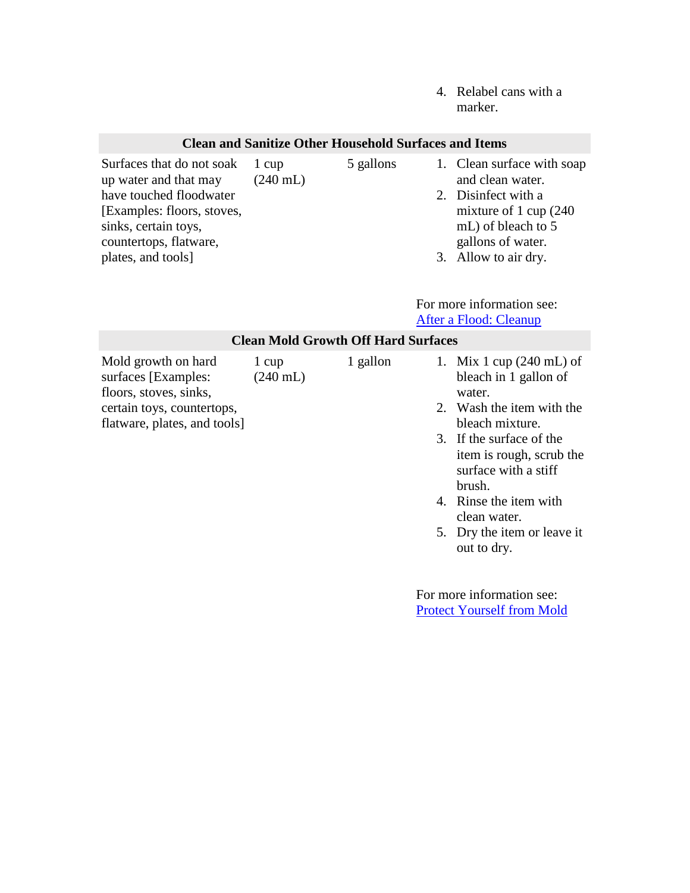| | | | |
|---|---|---|---|
| | | | 4. Relabel cans with a marker. |
| **Clean and Sanitize Other Household Surfaces and Items** | | | |
| Surfaces that do not soak up water and that may have touched floodwater [Examples: floors, stoves, sinks, certain toys, countertops, flatware, plates, and tools] | 1 cup (240 mL) | 5 gallons | 1. Clean surface with soap and clean water.<br>2. Disinfect with a mixture of 1 cup (240 mL) of bleach to 5 gallons of water.<br>3. Allow to air dry.<br><br>For more information see: [After a Flood: Cleanup]() |
| **Clean Mold Growth Off Hard Surfaces** | | | |
| Mold growth on hard surfaces [Examples: floors, stoves, sinks, certain toys, countertops, flatware, plates, and tools] | 1 cup (240 mL) | 1 gallon | 1. Mix 1 cup (240 mL) of bleach in 1 gallon of water.<br>2. Wash the item with the bleach mixture.<br>3. If the surface of the item is rough, scrub the surface with a stiff brush.<br>4. Rinse the item with clean water.<br>5. Dry the item or leave it out to dry.<br><br>For more information see: [Protect Yourself from Mold]() |